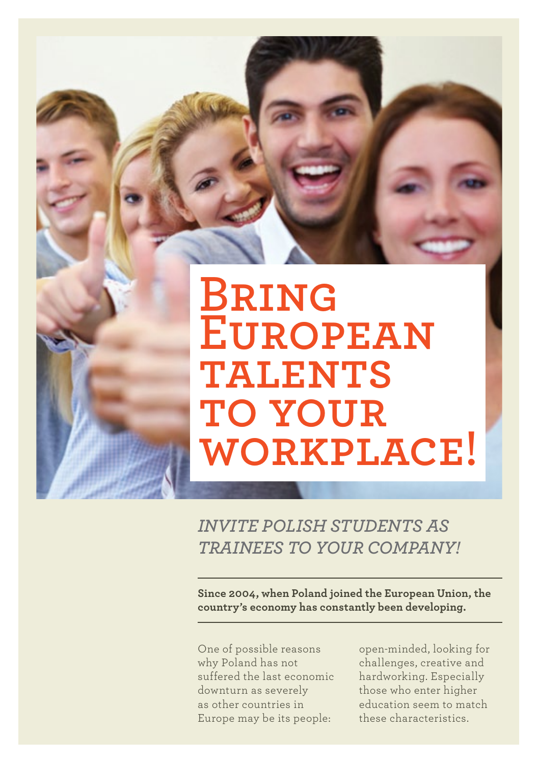# Bring European talents to your workplace!

*INVITE POLISH STUDENTS AS TRAINEES TO YOUR COMPANY!*

**Since 2004, when Poland joined the European Union, the country's economy has constantly been developing.**

One of possible reasons why Poland has not suffered the last economic downturn as severely as other countries in Europe may be its people: open-minded, looking for challenges, creative and hardworking. Especially those who enter higher education seem to match these characteristics.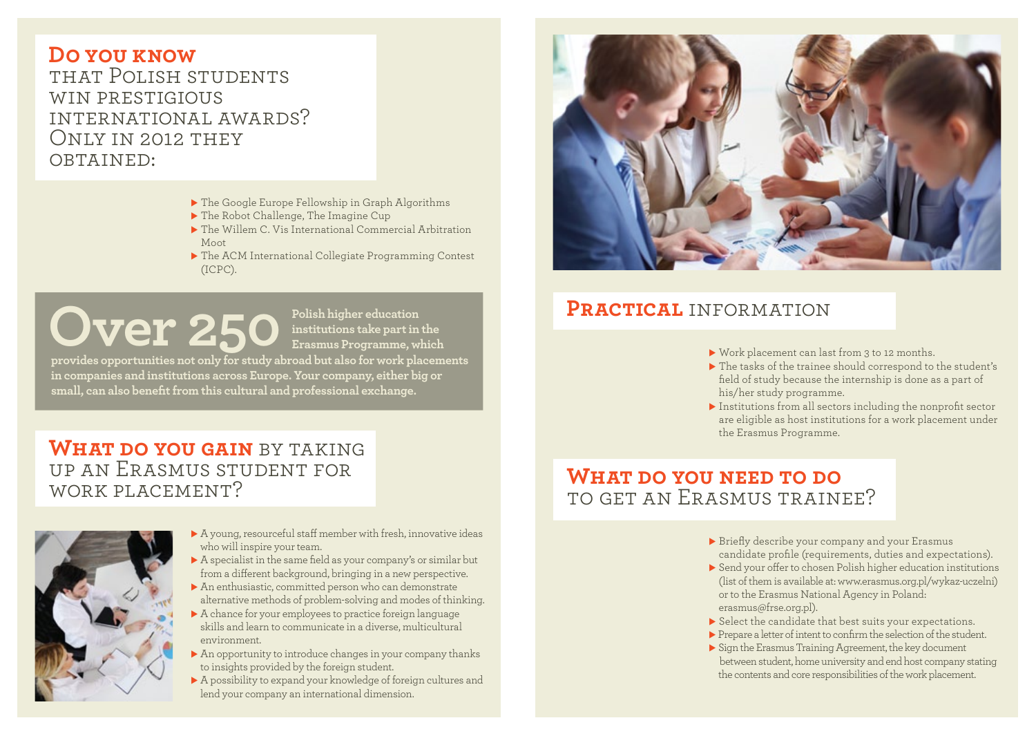## Do you know that Polish students win prestigious international awards? Only in 2012 they obtained:

- The Google Europe Fellowship in Graph Algorithms
- The Robot Challenge, The Imagine Cup
- The Willem C. Vis International Commercial Arbitration Moot
- The ACM International Collegiate Programming Contest (ICPC).

**Over 250 Polish higher education institutions take part in the Erasmus Programme, which provides opportunities not only for study abroad but also for work placements in companies and institutions across Europe. Your company, either big or small, can also benefit from this cultural and professional exchange.**

## What do you gain by taking up an Erasmus student for work placement?

- A young, resourceful staff member with fresh, innovative ideas who will inspire your team.
- A specialist in the same field as your company's or similar but from a different background, bringing in a new perspective.
- An enthusiastic, committed person who can demonstrate alternative methods of problem-solving and modes of thinking.
- A chance for your employees to practice foreign language skills and learn to communicate in a diverse, multicultural environment.
- An opportunity to introduce changes in your company thanks to insights provided by the foreign student.
- A possibility to expand your knowledge of foreign cultures and lend your company an international dimension.

## Practical information

- Work placement can last from 3 to 12 months.
- The tasks of the trainee should correspond to the student's field of study because the internship is done as a part of his/her study programme.
- Institutions from all sectors including the nonprofit sector are eligible as host institutions for a work placement under the Erasmus Programme.

## What do you need to do to get an Erasmus trainee?

- Briefly describe your company and your Erasmus candidate profile (requirements, duties and expectations).
- Send your offer to chosen Polish higher education institutions (list of them is available at: www.erasmus.org.pl/wykaz-uczelni) or to the Erasmus National Agency in Poland: erasmus@frse.org.pl).
- Select the candidate that best suits your expectations.
- Prepare a letter of intent to confirm the selection of the student.
- Sign the Erasmus Training Agreement, the key document between student, home university and end host company stating the contents and core responsibilities of the work placement.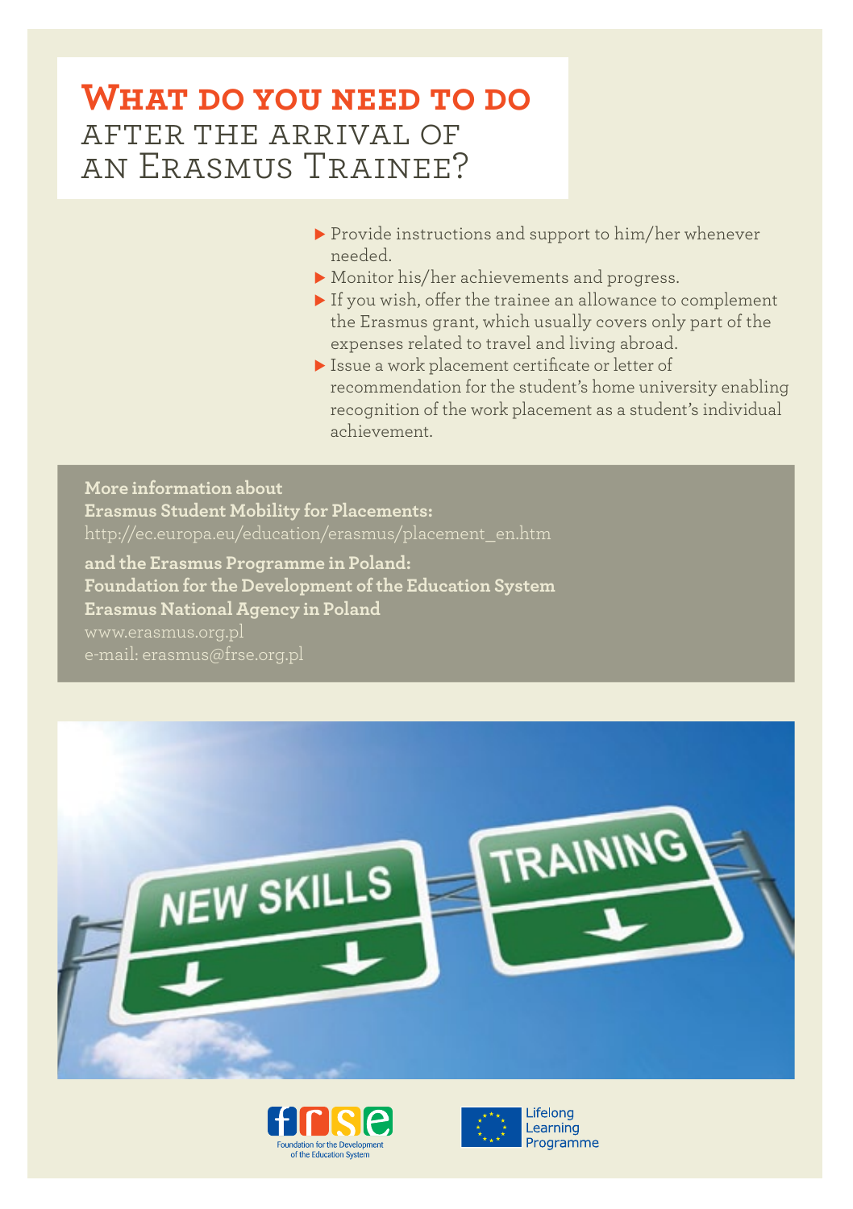# What do you need to do after the arrival of an Erasmus Trainee?

- Provide instructions and support to him/her whenever needed.
- Monitor his/her achievements and progress.
- If you wish, offer the trainee an allowance to complement the Erasmus grant, which usually covers only part of the expenses related to travel and living abroad.
- Issue a work placement certificate or letter of recommendation for the student's home university enabling recognition of the work placement as a student's individual achievement.

**More information about Erasmus Student Mobility for Placements:**
http://ec.europa.eu/education/erasmus/placement_en.htm

**and the Erasmus Programme in Poland:**
**Foundation for the Development of the Education System**
**Erasmus National Agency in Poland**
www.erasmus.org.pl
e-mail: erasmus@frse.org.pl

Foundation for the Development of the Education System

Lifelong Learning Programme